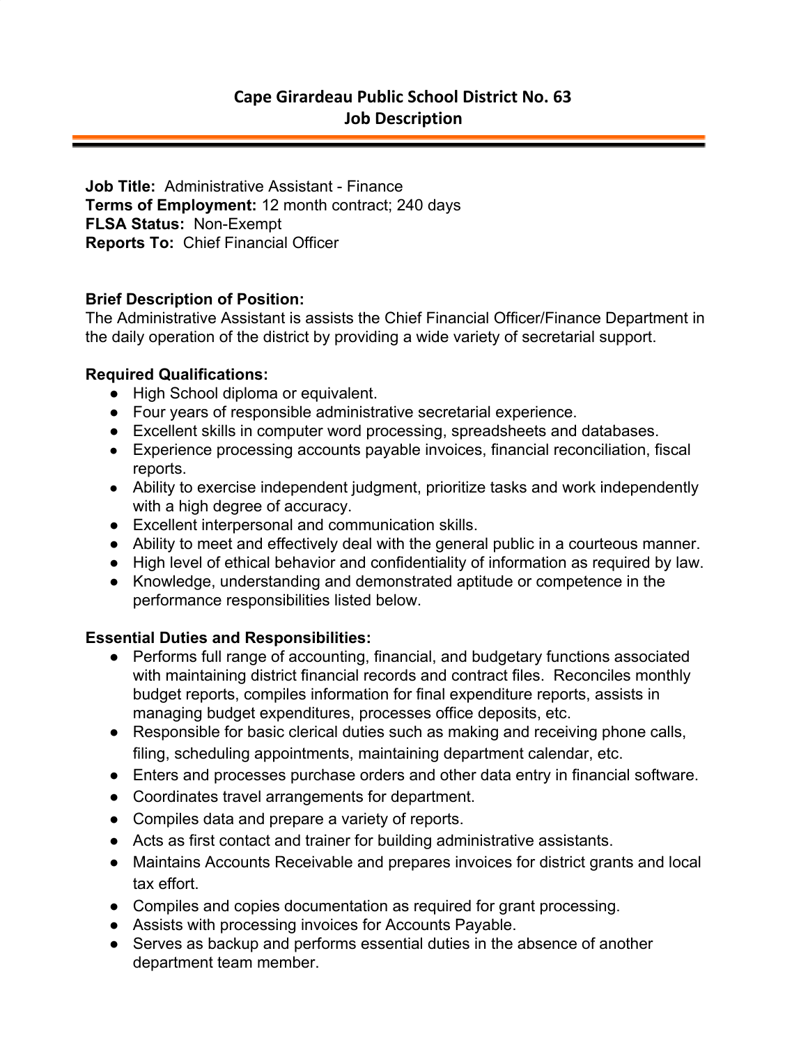# Cape Girardeau Public School District No. 63
## Job Description

**Job Title:** Administrative Assistant - Finance
**Terms of Employment:** 12 month contract; 240 days
**FLSA Status:** Non-Exempt
**Reports To:** Chief Financial Officer

**Brief Description of Position:**
The Administrative Assistant is assists the Chief Financial Officer/Finance Department in the daily operation of the district by providing a wide variety of secretarial support.

**Required Qualifications:**
- High School diploma or equivalent.
- Four years of responsible administrative secretarial experience.
- Excellent skills in computer word processing, spreadsheets and databases.
- Experience processing accounts payable invoices, financial reconciliation, fiscal reports.
- Ability to exercise independent judgment, prioritize tasks and work independently with a high degree of accuracy.
- Excellent interpersonal and communication skills.
- Ability to meet and effectively deal with the general public in a courteous manner.
- High level of ethical behavior and confidentiality of information as required by law.
- Knowledge, understanding and demonstrated aptitude or competence in the performance responsibilities listed below.

**Essential Duties and Responsibilities:**
- Performs full range of accounting, financial, and budgetary functions associated with maintaining district financial records and contract files. Reconciles monthly budget reports, compiles information for final expenditure reports, assists in managing budget expenditures, processes office deposits, etc.
- Responsible for basic clerical duties such as making and receiving phone calls, filing, scheduling appointments, maintaining department calendar, etc.
- Enters and processes purchase orders and other data entry in financial software.
- Coordinates travel arrangements for department.
- Compiles data and prepare a variety of reports.
- Acts as first contact and trainer for building administrative assistants.
- Maintains Accounts Receivable and prepares invoices for district grants and local tax effort.
- Compiles and copies documentation as required for grant processing.
- Assists with processing invoices for Accounts Payable.
- Serves as backup and performs essential duties in the absence of another department team member.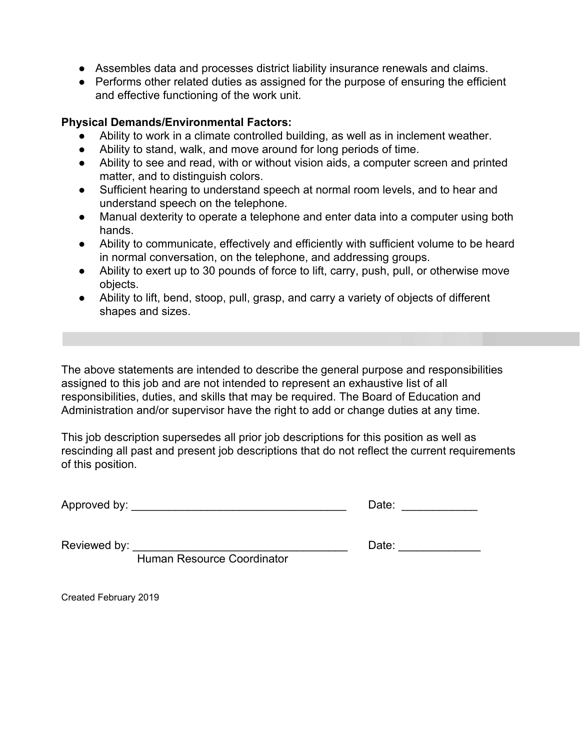- Assembles data and processes district liability insurance renewals and claims.
- Performs other related duties as assigned for the purpose of ensuring the efficient and effective functioning of the work unit.

**Physical Demands/Environmental Factors:**

- Ability to work in a climate controlled building, as well as in inclement weather.
- Ability to stand, walk, and move around for long periods of time.
- Ability to see and read, with or without vision aids, a computer screen and printed matter, and to distinguish colors.
- Sufficient hearing to understand speech at normal room levels, and to hear and understand speech on the telephone.
- Manual dexterity to operate a telephone and enter data into a computer using both hands.
- Ability to communicate, effectively and efficiently with sufficient volume to be heard in normal conversation, on the telephone, and addressing groups.
- Ability to exert up to 30 pounds of force to lift, carry, push, pull, or otherwise move objects.
- Ability to lift, bend, stoop, pull, grasp, and carry a variety of objects of different shapes and sizes.

---

The above statements are intended to describe the general purpose and responsibilities assigned to this job and are not intended to represent an exhaustive list of all responsibilities, duties, and skills that may be required. The Board of Education and Administration and/or supervisor have the right to add or change duties at any time.

This job description supersedes all prior job descriptions for this position as well as rescinding all past and present job descriptions that do not reflect the current requirements of this position.

Approved by: __________________________________ Date: ____________

Reviewed by: __________________________________ Date: _____________
Human Resource Coordinator

Created February 2019